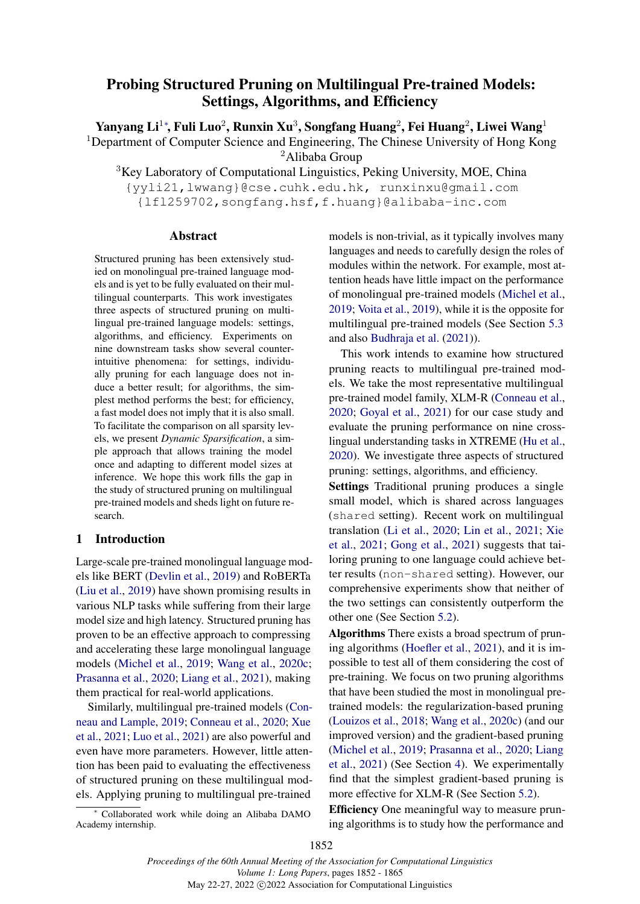# Probing Structured Pruning on Multilingual Pre-trained Models: Settings, Algorithms, and Efficiency

**Yanyang Li**[1*], **Fuli Luo**[2], **Runxin Xu**[3], **Songfang Huang**[2], **Fei Huang**[2], **Liwei Wang**[1]

[1]Department of Computer Science and Engineering, The Chinese University of Hong Kong
[2]Alibaba Group
[3]Key Laboratory of Computational Linguistics, Peking University, MOE, China

{yyli21,lwwang}@cse.cuhk.edu.hk, runxinxu@gmail.com
{lfl259702,songfang.hsf,f.huang}@alibaba-inc.com

## Abstract

Structured pruning has been extensively studied on monolingual pre-trained language models and is yet to be fully evaluated on their multilingual counterparts. This work investigates three aspects of structured pruning on multilingual pre-trained language models: settings, algorithms, and efficiency. Experiments on nine downstream tasks show several counter-intuitive phenomena: for settings, individually pruning for each language does not induce a better result; for algorithms, the simplest method performs the best; for efficiency, a fast model does not imply that it is also small. To facilitate the comparison on all sparsity levels, we present *Dynamic Sparsification*, a simple approach that allows training the model once and adapting to different model sizes at inference. We hope this work fills the gap in the study of structured pruning on multilingual pre-trained models and sheds light on future research.

## 1 Introduction

Large-scale pre-trained monolingual language models like BERT (Devlin et al., 2019) and RoBERTa (Liu et al., 2019) have shown promising results in various NLP tasks while suffering from their large model size and high latency. Structured pruning has proven to be an effective approach to compressing and accelerating these large monolingual language models (Michel et al., 2019; Wang et al., 2020c; Prasanna et al., 2020; Liang et al., 2021), making them practical for real-world applications.

Similarly, multilingual pre-trained models (Conneau and Lample, 2019; Conneau et al., 2020; Xue et al., 2021; Luo et al., 2021) are also powerful and even have more parameters. However, little attention has been paid to evaluating the effectiveness of structured pruning on these multilingual models. Applying pruning to multilingual pre-trained models is non-trivial, as it typically involves many languages and needs to carefully design the roles of modules within the network. For example, most attention heads have little impact on the performance of monolingual pre-trained models (Michel et al., 2019; Voita et al., 2019), while it is the opposite for multilingual pre-trained models (See Section 5.3 and also Budhraja et al. (2021)).

This work intends to examine how structured pruning reacts to multilingual pre-trained models. We take the most representative multilingual pre-trained model family, XLM-R (Conneau et al., 2020; Goyal et al., 2021) for our case study and evaluate the pruning performance on nine cross-lingual understanding tasks in XTREME (Hu et al., 2020). We investigate three aspects of structured pruning: settings, algorithms, and efficiency.

**Settings** Traditional pruning produces a single small model, which is shared across languages (`shared` setting). Recent work on multilingual translation (Li et al., 2020; Lin et al., 2021; Xie et al., 2021; Gong et al., 2021) suggests that tailoring pruning to one language could achieve better results (`non-shared` setting). However, our comprehensive experiments show that neither of the two settings can consistently outperform the other one (See Section 5.2).

**Algorithms** There exists a broad spectrum of pruning algorithms (Hoefler et al., 2021), and it is impossible to test all of them considering the cost of pre-training. We focus on two pruning algorithms that have been studied the most in monolingual pre-trained models: the regularization-based pruning (Louizos et al., 2018; Wang et al., 2020c) (and our improved version) and the gradient-based pruning (Michel et al., 2019; Prasanna et al., 2020; Liang et al., 2021) (See Section 4). We experimentally find that the simplest gradient-based pruning is more effective for XLM-R (See Section 5.2).

**Efficiency** One meaningful way to measure pruning algorithms is to study how the performance and

* Collaborated work while doing an Alibaba DAMO Academy internship.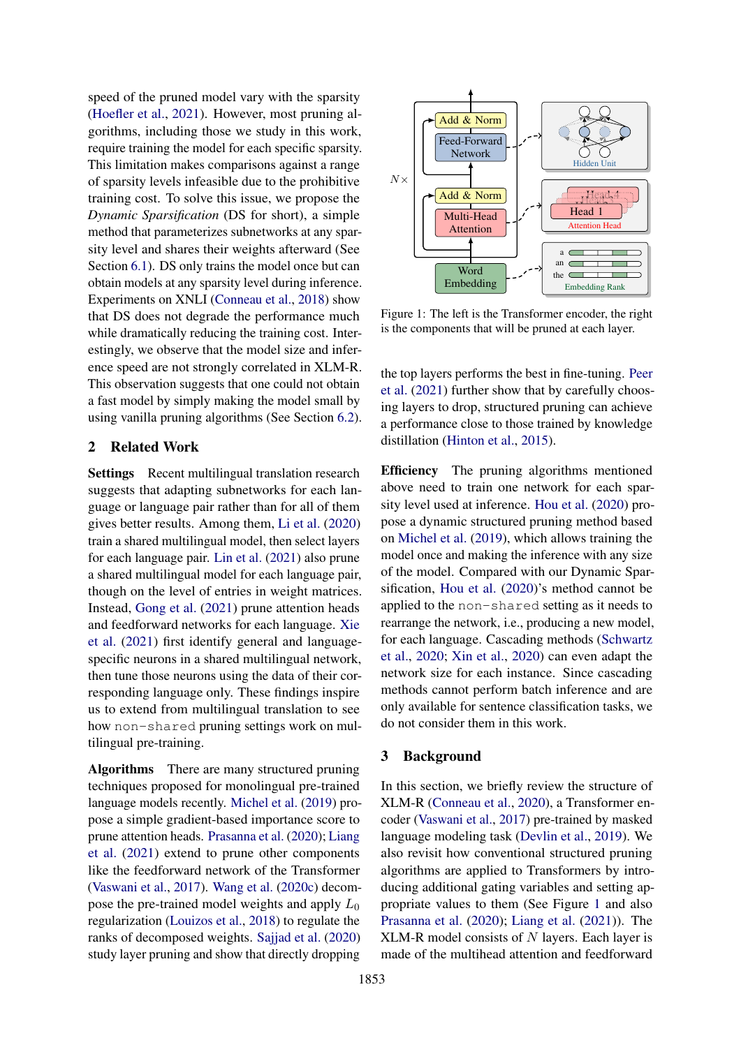speed of the pruned model vary with the sparsity (Hoefler et al., 2021). However, most pruning algorithms, including those we study in this work, require training the model for each specific sparsity. This limitation makes comparisons against a range of sparsity levels infeasible due to the prohibitive training cost. To solve this issue, we propose the *Dynamic Sparsification* (DS for short), a simple method that parameterizes subnetworks at any sparsity level and shares their weights afterward (See Section 6.1). DS only trains the model once but can obtain models at any sparsity level during inference. Experiments on XNLI (Conneau et al., 2018) show that DS does not degrade the performance much while dramatically reducing the training cost. Interestingly, we observe that the model size and inference speed are not strongly correlated in XLM-R. This observation suggests that one could not obtain a fast model by simply making the model small by using vanilla pruning algorithms (See Section 6.2).

## 2 Related Work

**Settings** Recent multilingual translation research suggests that adapting subnetworks for each language or language pair rather than for all of them gives better results. Among them, Li et al. (2020) train a shared multilingual model, then select layers for each language pair. Lin et al. (2021) also prune a shared multilingual model for each language pair, though on the level of entries in weight matrices. Instead, Gong et al. (2021) prune attention heads and feedforward networks for each language. Xie et al. (2021) first identify general and language-specific neurons in a shared multilingual network, then tune those neurons using the data of their corresponding language only. These findings inspire us to extend from multilingual translation to see how `non-shared` pruning settings work on multilingual pre-training.

**Algorithms** There are many structured pruning techniques proposed for monolingual pre-trained language models recently. Michel et al. (2019) propose a simple gradient-based importance score to prune attention heads. Prasanna et al. (2020); Liang et al. (2021) extend to prune other components like the feedforward network of the Transformer (Vaswani et al., 2017). Wang et al. (2020c) decompose the pre-trained model weights and apply $L_0$ regularization (Louizos et al., 2018) to regulate the ranks of decomposed weights. Sajjad et al. (2020) study layer pruning and show that directly dropping the top layers performs the best in fine-tuning. Peer et al. (2021) further show that by carefully choosing layers to drop, structured pruning can achieve a performance close to those trained by knowledge distillation (Hinton et al., 2015).

Figure 1: The left is the Transformer encoder, the right is the components that will be pruned at each layer.

**Efficiency** The pruning algorithms mentioned above need to train one network for each sparsity level used at inference. Hou et al. (2020) propose a dynamic structured pruning method based on Michel et al. (2019), which allows training the model once and making the inference with any size of the model. Compared with our Dynamic Sparsification, Hou et al. (2020)'s method cannot be applied to the `non-shared` setting as it needs to rearrange the network, i.e., producing a new model, for each language. Cascading methods (Schwartz et al., 2020; Xin et al., 2020) can even adapt the network size for each instance. Since cascading methods cannot perform batch inference and are only available for sentence classification tasks, we do not consider them in this work.

## 3 Background

In this section, we briefly review the structure of XLM-R (Conneau et al., 2020), a Transformer encoder (Vaswani et al., 2017) pre-trained by masked language modeling task (Devlin et al., 2019). We also revisit how conventional structured pruning algorithms are applied to Transformers by introducing additional gating variables and setting appropriate values to them (See Figure 1 and also Prasanna et al. (2020); Liang et al. (2021)). The XLM-R model consists of $N$ layers. Each layer is made of the multihead attention and feedforward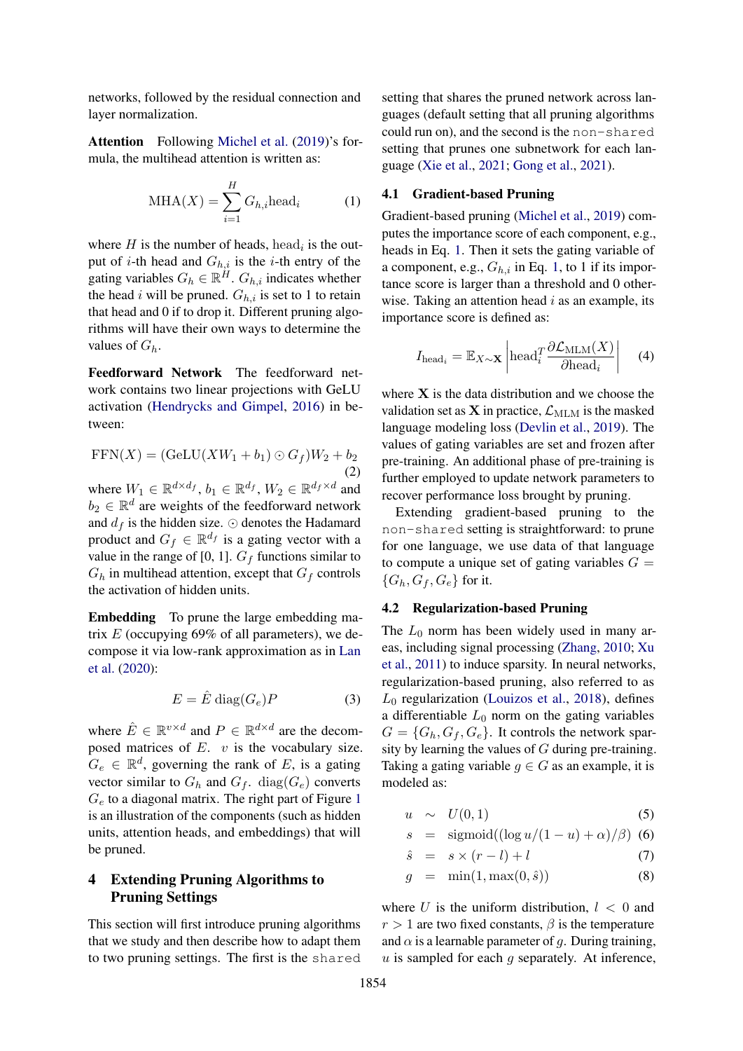networks, followed by the residual connection and layer normalization.

**Attention** Following Michel et al. (2019)'s formula, the multihead attention is written as:

$$\text{MHA}(X) = \sum_{i=1}^{H} G_{h,i}\text{head}_i \tag{1}$$

where $H$ is the number of heads, $\text{head}_i$ is the output of $i$-th head and $G_{h,i}$ is the $i$-th entry of the gating variables $G_h \in \mathbb{R}^H$. $G_{h,i}$ indicates whether the head $i$ will be pruned. $G_{h,i}$ is set to 1 to retain that head and 0 if to drop it. Different pruning algorithms will have their own ways to determine the values of $G_h$.

**Feedforward Network** The feedforward network contains two linear projections with GeLU activation (Hendrycks and Gimpel, 2016) in between:

$$\text{FFN}(X) = (\text{GeLU}(XW_1 + b_1) \odot G_f)W_2 + b_2 \tag{2}$$

where $W_1 \in \mathbb{R}^{d \times d_f}$, $b_1 \in \mathbb{R}^{d_f}$, $W_2 \in \mathbb{R}^{d_f \times d}$ and $b_2 \in \mathbb{R}^d$ are weights of the feedforward network and $d_f$ is the hidden size. $\odot$ denotes the Hadamard product and $G_f \in \mathbb{R}^{d_f}$ is a gating vector with a value in the range of [0, 1]. $G_f$ functions similar to $G_h$ in multihead attention, except that $G_f$ controls the activation of hidden units.

**Embedding** To prune the large embedding matrix $E$ (occupying 69% of all parameters), we decompose it via low-rank approximation as in Lan et al. (2020):

$$E = \hat{E}\,\text{diag}(G_e)P \tag{3}$$

where $\hat{E} \in \mathbb{R}^{v \times d}$ and $P \in \mathbb{R}^{d \times d}$ are the decomposed matrices of $E$. $v$ is the vocabulary size. $G_e \in \mathbb{R}^d$, governing the rank of $E$, is a gating vector similar to $G_h$ and $G_f$. $\text{diag}(G_e)$ converts $G_e$ to a diagonal matrix. The right part of Figure 1 is an illustration of the components (such as hidden units, attention heads, and embeddings) that will be pruned.

## 4 Extending Pruning Algorithms to Pruning Settings

This section will first introduce pruning algorithms that we study and then describe how to adapt them to two pruning settings. The first is the `shared` setting that shares the pruned network across languages (default setting that all pruning algorithms could run on), and the second is the `non-shared` setting that prunes one subnetwork for each language (Xie et al., 2021; Gong et al., 2021).

### 4.1 Gradient-based Pruning

Gradient-based pruning (Michel et al., 2019) computes the importance score of each component, e.g., heads in Eq. 1. Then it sets the gating variable of a component, e.g., $G_{h,i}$ in Eq. 1, to 1 if its importance score is larger than a threshold and 0 otherwise. Taking an attention head $i$ as an example, its importance score is defined as:

$$I_{\text{head}_i} = \mathbb{E}_{X \sim \mathbf{X}} \left| \text{head}_i^T \frac{\partial \mathcal{L}_{\text{MLM}}(X)}{\partial \text{head}_i} \right| \tag{4}$$

where $\mathbf{X}$ is the data distribution and we choose the validation set as $\mathbf{X}$ in practice, $\mathcal{L}_{\text{MLM}}$ is the masked language modeling loss (Devlin et al., 2019). The values of gating variables are set and frozen after pre-training. An additional phase of pre-training is further employed to update network parameters to recover performance loss brought by pruning.

Extending gradient-based pruning to the `non-shared` setting is straightforward: to prune for one language, we use data of that language to compute a unique set of gating variables $G = \{G_h, G_f, G_e\}$ for it.

### 4.2 Regularization-based Pruning

The $L_0$ norm has been widely used in many areas, including signal processing (Zhang, 2010; Xu et al., 2011) to induce sparsity. In neural networks, regularization-based pruning, also referred to as $L_0$ regularization (Louizos et al., 2018), defines a differentiable $L_0$ norm on the gating variables $G = \{G_h, G_f, G_e\}$. It controls the network sparsity by learning the values of $G$ during pre-training. Taking a gating variable $g \in G$ as an example, it is modeled as:

$$u \sim U(0, 1) \tag{5}$$

$$s = \text{sigmoid}((\log u/(1-u) + \alpha)/\beta) \tag{6}$$

$$\hat{s} = s \times (r - l) + l \tag{7}$$

$$g = \min(1, \max(0, \hat{s})) \tag{8}$$

where $U$ is the uniform distribution, $l < 0$ and $r > 1$ are two fixed constants, $\beta$ is the temperature and $\alpha$ is a learnable parameter of $g$. During training, $u$ is sampled for each $g$ separately. At inference,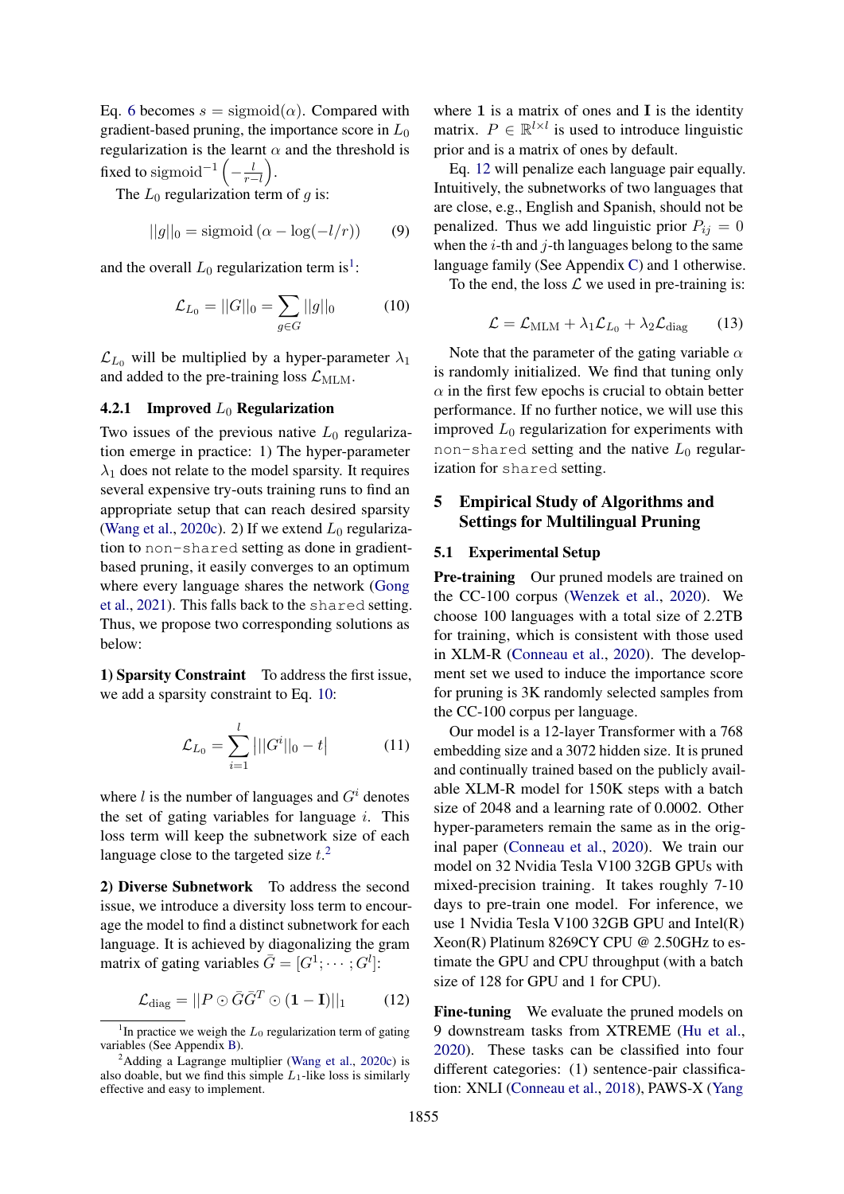Eq. 6 becomes $s = \text{sigmoid}(\alpha)$. Compared with gradient-based pruning, the importance score in $L_0$ regularization is the learnt $\alpha$ and the threshold is fixed to $\text{sigmoid}^{-1}\left(-\frac{l}{r-l}\right)$.

The $L_0$ regularization term of $g$ is:

$$||g||_0 = \text{sigmoid}\left(\alpha - \log(-l/r)\right) \tag{9}$$

and the overall $L_0$ regularization term is[1]:

$$\mathcal{L}_{L_0} = ||G||_0 = \sum_{g \in G} ||g||_0 \tag{10}$$

$\mathcal{L}_{L_0}$ will be multiplied by a hyper-parameter $\lambda_1$ and added to the pre-training loss $\mathcal{L}_{\text{MLM}}$.

#### 4.2.1 Improved $L_0$ Regularization

Two issues of the previous native $L_0$ regularization emerge in practice: 1) The hyper-parameter $\lambda_1$ does not relate to the model sparsity. It requires several expensive try-outs training runs to find an appropriate setup that can reach desired sparsity (Wang et al., 2020c). 2) If we extend $L_0$ regularization to non-shared setting as done in gradient-based pruning, it easily converges to an optimum where every language shares the network (Gong et al., 2021). This falls back to the shared setting. Thus, we propose two corresponding solutions as below:

**1) Sparsity Constraint** To address the first issue, we add a sparsity constraint to Eq. 10:

$$\mathcal{L}_{L_0} = \sum_{i=1}^{l} \left| ||G^i||_0 - t \right| \tag{11}$$

where $l$ is the number of languages and $G^i$ denotes the set of gating variables for language $i$. This loss term will keep the subnetwork size of each language close to the targeted size $t$.[2]

**2) Diverse Subnetwork** To address the second issue, we introduce a diversity loss term to encourage the model to find a distinct subnetwork for each language. It is achieved by diagonalizing the gram matrix of gating variables $\bar{G} = [G^1; \cdots; G^l]$:

$$\mathcal{L}_{\text{diag}} = ||P \odot \bar{G}\bar{G}^T \odot (\mathbf{1} - \mathbf{I})||_1 \tag{12}$$

where $\mathbf{1}$ is a matrix of ones and $\mathbf{I}$ is the identity matrix. $P \in \mathbb{R}^{l \times l}$ is used to introduce linguistic prior and is a matrix of ones by default.

Eq. 12 will penalize each language pair equally. Intuitively, the subnetworks of two languages that are close, e.g., English and Spanish, should not be penalized. Thus we add linguistic prior $P_{ij} = 0$ when the $i$-th and $j$-th languages belong to the same language family (See Appendix C) and 1 otherwise.

To the end, the loss $\mathcal{L}$ we used in pre-training is:

$$\mathcal{L} = \mathcal{L}_{\text{MLM}} + \lambda_1 \mathcal{L}_{L_0} + \lambda_2 \mathcal{L}_{\text{diag}} \tag{13}$$

Note that the parameter of the gating variable $\alpha$ is randomly initialized. We find that tuning only $\alpha$ in the first few epochs is crucial to obtain better performance. If no further notice, we will use this improved $L_0$ regularization for experiments with non-shared setting and the native $L_0$ regularization for shared setting.

## 5 Empirical Study of Algorithms and Settings for Multilingual Pruning

### 5.1 Experimental Setup

**Pre-training** Our pruned models are trained on the CC-100 corpus (Wenzek et al., 2020). We choose 100 languages with a total size of 2.2TB for training, which is consistent with those used in XLM-R (Conneau et al., 2020). The development set we used to induce the importance score for pruning is 3K randomly selected samples from the CC-100 corpus per language.

Our model is a 12-layer Transformer with a 768 embedding size and a 3072 hidden size. It is pruned and continually trained based on the publicly available XLM-R model for 150K steps with a batch size of 2048 and a learning rate of 0.0002. Other hyper-parameters remain the same as in the original paper (Conneau et al., 2020). We train our model on 32 Nvidia Tesla V100 32GB GPUs with mixed-precision training. It takes roughly 7-10 days to pre-train one model. For inference, we use 1 Nvidia Tesla V100 32GB GPU and Intel(R) Xeon(R) Platinum 8269CY CPU @ 2.50GHz to estimate the GPU and CPU throughput (with a batch size of 128 for GPU and 1 for CPU).

**Fine-tuning** We evaluate the pruned models on 9 downstream tasks from XTREME (Hu et al., 2020). These tasks can be classified into four different categories: (1) sentence-pair classification: XNLI (Conneau et al., 2018), PAWS-X (Yang

[1] In practice we weigh the $L_0$ regularization term of gating variables (See Appendix B).

[2] Adding a Lagrange multiplier (Wang et al., 2020c) is also doable, but we find this simple $L_1$-like loss is similarly effective and easy to implement.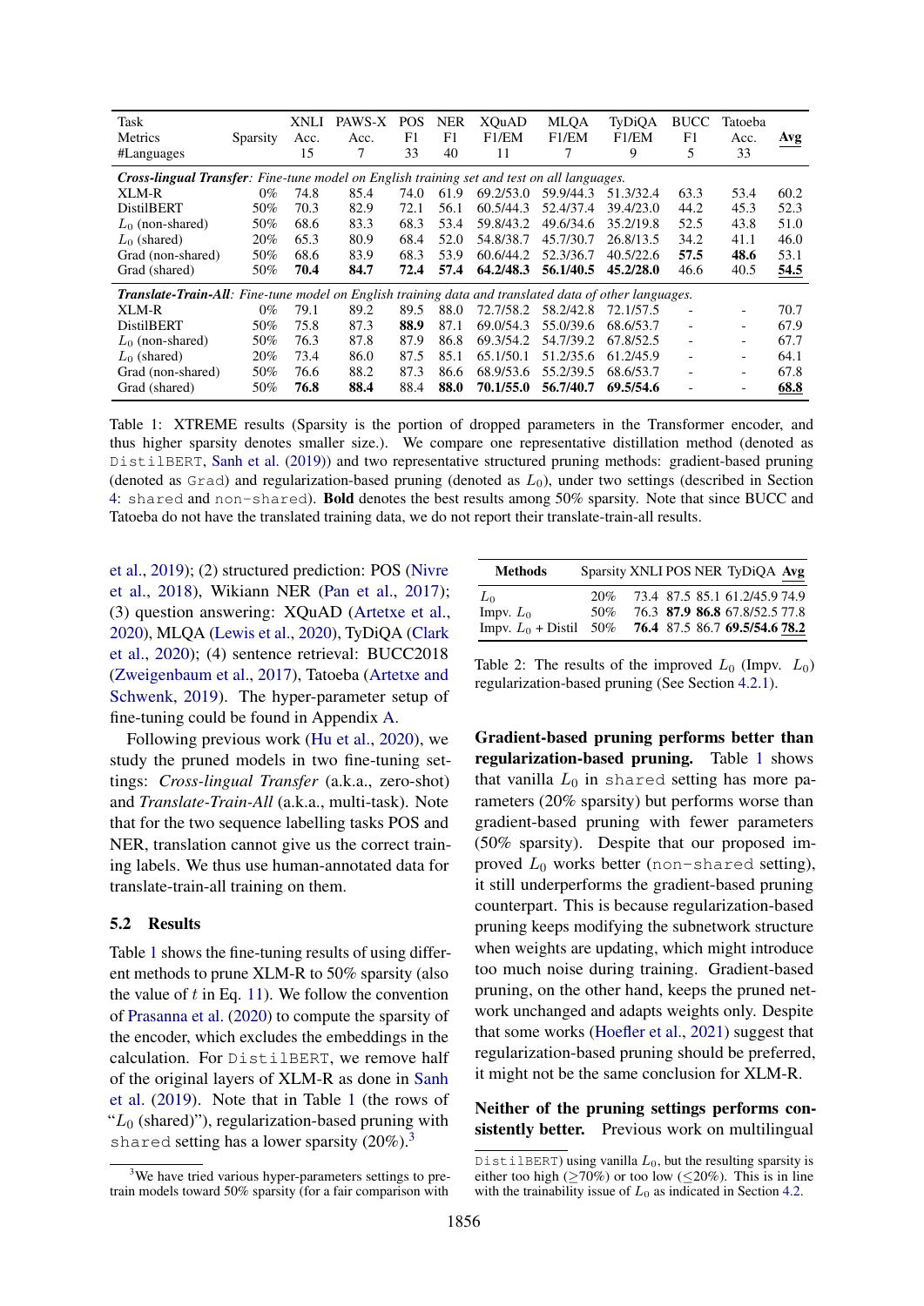| Task | | XNLI | PAWS-X | POS | NER | XQuAD | MLQA | TyDiQA | BUCC | Tatoeba | |
|---|---|---|---|---|---|---|---|---|---|---|---|
| Metrics | Sparsity | Acc. | Acc. | F1 | F1 | F1/EM | F1/EM | F1/EM | F1 | Acc. | **Avg** |
| #Languages | | 15 | 7 | 33 | 40 | 11 | 7 | 9 | 5 | 33 | |
| ***Cross-lingual Transfer**: Fine-tune model on English training set and test on all languages.* | | | | | | | | | | | |
| XLM-R | 0% | 74.8 | 85.4 | 74.0 | 61.9 | 69.2/53.0 | 59.9/44.3 | 51.3/32.4 | 63.3 | 53.4 | 60.2 |
| DistilBERT | 50% | 70.3 | 82.9 | 72.1 | 56.1 | 60.5/44.3 | 52.4/37.4 | 39.4/23.0 | 44.2 | 45.3 | 52.3 |
| $L_0$ (non-shared) | 50% | 68.6 | 83.3 | 68.3 | 53.4 | 59.8/43.2 | 49.6/34.6 | 35.2/19.8 | 52.5 | 43.8 | 51.0 |
| $L_0$ (shared) | 20% | 65.3 | 80.9 | 68.4 | 52.0 | 54.8/38.7 | 45.7/30.7 | 26.8/13.5 | 34.2 | 41.1 | 46.0 |
| Grad (non-shared) | 50% | 68.6 | 83.9 | 68.3 | 53.9 | 60.6/44.2 | 52.3/36.7 | 40.5/22.6 | **57.5** | **48.6** | 53.1 |
| Grad (shared) | 50% | **70.4** | **84.7** | **72.4** | **57.4** | **64.2/48.3** | **56.1/40.5** | **45.2/28.0** | 46.6 | 40.5 | **54.5** |
| ***Translate-Train-All**: Fine-tune model on English training data and translated data of other languages.* | | | | | | | | | | | |
| XLM-R | 0% | 79.1 | 89.2 | 89.5 | 88.0 | 72.7/58.2 | 58.2/42.8 | 72.1/57.5 | - | - | 70.7 |
| DistilBERT | 50% | 75.8 | 87.3 | **88.9** | 87.1 | 69.0/54.3 | 55.0/39.6 | 68.6/53.7 | - | - | 67.9 |
| $L_0$ (non-shared) | 50% | 76.3 | 87.8 | 87.9 | 86.8 | 69.3/54.2 | 54.7/39.2 | 67.8/52.5 | - | - | 67.7 |
| $L_0$ (shared) | 20% | 73.4 | 86.0 | 87.5 | 85.1 | 65.1/50.1 | 51.2/35.6 | 61.2/45.9 | - | - | 64.1 |
| Grad (non-shared) | 50% | 76.6 | 88.2 | 87.3 | 86.6 | 68.9/53.6 | 55.2/39.5 | 68.6/53.7 | - | - | 67.8 |
| Grad (shared) | 50% | **76.8** | **88.4** | 88.4 | **88.0** | **70.1/55.0** | **56.7/40.7** | **69.5/54.6** | - | - | **68.8** |

Table 1: XTREME results (Sparsity is the portion of dropped parameters in the Transformer encoder, and thus higher sparsity denotes smaller size.). We compare one representative distillation method (denoted as DistilBERT, Sanh et al. (2019)) and two representative structured pruning methods: gradient-based pruning (denoted as Grad) and regularization-based pruning (denoted as $L_0$), under two settings (described in Section 4: shared and non-shared). **Bold** denotes the best results among 50% sparsity. Note that since BUCC and Tatoeba do not have the translated training data, we do not report their translate-train-all results.

et al., 2019); (2) structured prediction: POS (Nivre et al., 2018), Wikiann NER (Pan et al., 2017); (3) question answering: XQuAD (Artetxe et al., 2020), MLQA (Lewis et al., 2020), TyDiQA (Clark et al., 2020); (4) sentence retrieval: BUCC2018 (Zweigenbaum et al., 2017), Tatoeba (Artetxe and Schwenk, 2019). The hyper-parameter setup of fine-tuning could be found in Appendix A.

Following previous work (Hu et al., 2020), we study the pruned models in two fine-tuning settings: *Cross-lingual Transfer* (a.k.a., zero-shot) and *Translate-Train-All* (a.k.a., multi-task). Note that for the two sequence labelling tasks POS and NER, translation cannot give us the correct training labels. We thus use human-annotated data for translate-train-all training on them.

## 5.2 Results

Table 1 shows the fine-tuning results of using different methods to prune XLM-R to 50% sparsity (also the value of $t$ in Eq. 11). We follow the convention of Prasanna et al. (2020) to compute the sparsity of the encoder, which excludes the embeddings in the calculation. For DistilBERT, we remove half of the original layers of XLM-R as done in Sanh et al. (2019). Note that in Table 1 (the rows of "$L_0$ (shared)"), regularization-based pruning with shared setting has a lower sparsity (20%).[3]

[3]We have tried various hyper-parameters settings to pretrain models toward 50% sparsity (for a fair comparison with DistilBERT) using vanilla $L_0$, but the resulting sparsity is either too high ($\geq$70%) or too low ($\leq$20%). This is in line with the trainability issue of $L_0$ as indicated in Section 4.2.

| Methods | Sparsity | XNLI | POS | NER | TyDiQA | Avg |
|---|---|---|---|---|---|---|
| $L_0$ | 20% | 73.4 | 87.5 | 85.1 | 61.2/45.9 | 74.9 |
| Impv. $L_0$ | 50% | 76.3 | **87.9** | **86.8** | 67.8/52.5 | 77.8 |
| Impv. $L_0$ + Distil | 50% | **76.4** | 87.5 | 86.7 | **69.5/54.6** | **78.2** |

Table 2: The results of the improved $L_0$ (Impv. $L_0$) regularization-based pruning (See Section 4.2.1).

**Gradient-based pruning performs better than regularization-based pruning.** Table 1 shows that vanilla $L_0$ in shared setting has more parameters (20% sparsity) but performs worse than gradient-based pruning with fewer parameters (50% sparsity). Despite that our proposed improved $L_0$ works better (non-shared setting), it still underperforms the gradient-based pruning counterpart. This is because regularization-based pruning keeps modifying the subnetwork structure when weights are updating, which might introduce too much noise during training. Gradient-based pruning, on the other hand, keeps the pruned network unchanged and adapts weights only. Despite that some works (Hoefler et al., 2021) suggest that regularization-based pruning should be preferred, it might not be the same conclusion for XLM-R.

**Neither of the pruning settings performs consistently better.** Previous work on multilingual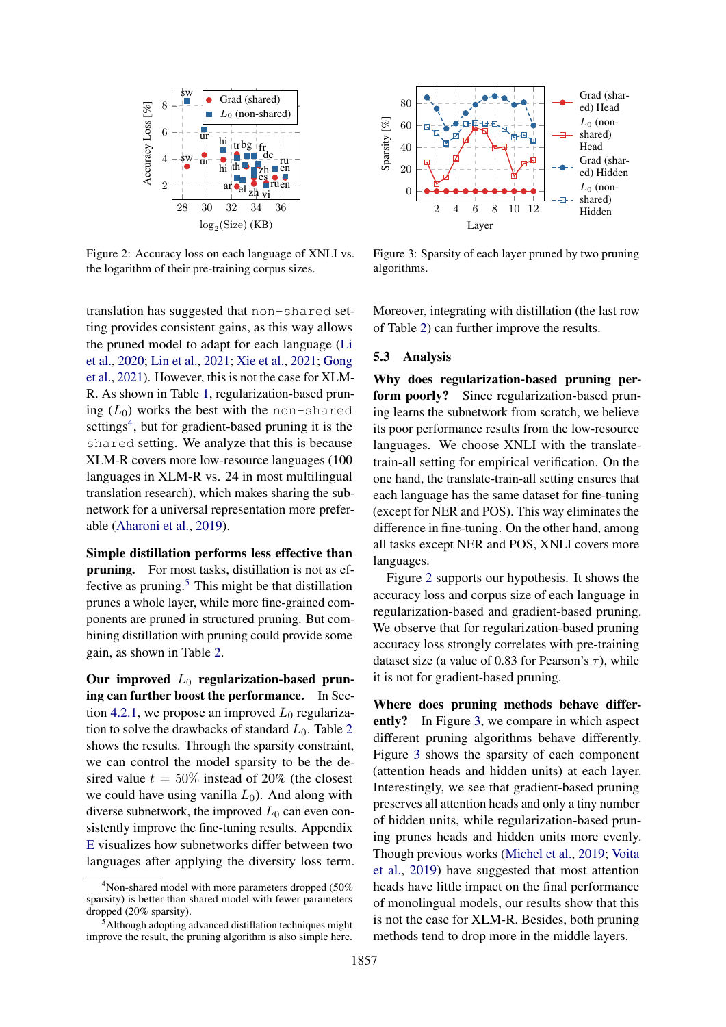Figure 2: Accuracy loss on each language of XNLI vs. the logarithm of their pre-training corpus sizes.

Figure 3: Sparsity of each layer pruned by two pruning algorithms.

translation has suggested that non-shared setting provides consistent gains, as this way allows the pruned model to adapt for each language (Li et al., 2020; Lin et al., 2021; Xie et al., 2021; Gong et al., 2021). However, this is not the case for XLM-R. As shown in Table 1, regularization-based pruning ($L_0$) works the best with the non-shared settings[4], but for gradient-based pruning it is the shared setting. We analyze that this is because XLM-R covers more low-resource languages (100 languages in XLM-R vs. 24 in most multilingual translation research), which makes sharing the subnetwork for a universal representation more preferable (Aharoni et al., 2019).

**Simple distillation performs less effective than pruning.** For most tasks, distillation is not as effective as pruning.[5] This might be that distillation prunes a whole layer, while more fine-grained components are pruned in structured pruning. But combining distillation with pruning could provide some gain, as shown in Table 2.

**Our improved $L_0$ regularization-based pruning can further boost the performance.** In Section 4.2.1, we propose an improved $L_0$ regularization to solve the drawbacks of standard $L_0$. Table 2 shows the results. Through the sparsity constraint, we can control the model sparsity to be the desired value $t = 50\%$ instead of 20% (the closest we could have using vanilla $L_0$). And along with diverse subnetwork, the improved $L_0$ can even consistently improve the fine-tuning results. Appendix E visualizes how subnetworks differ between two languages after applying the diversity loss term. Moreover, integrating with distillation (the last row of Table 2) can further improve the results.

[4] Non-shared model with more parameters dropped (50% sparsity) is better than shared model with fewer parameters dropped (20% sparsity).

[5] Although adopting advanced distillation techniques might improve the result, the pruning algorithm is also simple here.

### 5.3 Analysis

**Why does regularization-based pruning perform poorly?** Since regularization-based pruning learns the subnetwork from scratch, we believe its poor performance results from the low-resource languages. We choose XNLI with the translate-train-all setting for empirical verification. On the one hand, the translate-train-all setting ensures that each language has the same dataset for fine-tuning (except for NER and POS). This way eliminates the difference in fine-tuning. On the other hand, among all tasks except NER and POS, XNLI covers more languages.

Figure 2 supports our hypothesis. It shows the accuracy loss and corpus size of each language in regularization-based and gradient-based pruning. We observe that for regularization-based pruning accuracy loss strongly correlates with pre-training dataset size (a value of 0.83 for Pearson's $\tau$), while it is not for gradient-based pruning.

**Where does pruning methods behave differently?** In Figure 3, we compare in which aspect different pruning algorithms behave differently. Figure 3 shows the sparsity of each component (attention heads and hidden units) at each layer. Interestingly, we see that gradient-based pruning preserves all attention heads and only a tiny number of hidden units, while regularization-based pruning prunes heads and hidden units more evenly. Though previous works (Michel et al., 2019; Voita et al., 2019) have suggested that most attention heads have little impact on the final performance of monolingual models, our results show that this is not the case for XLM-R. Besides, both pruning methods tend to drop more in the middle layers.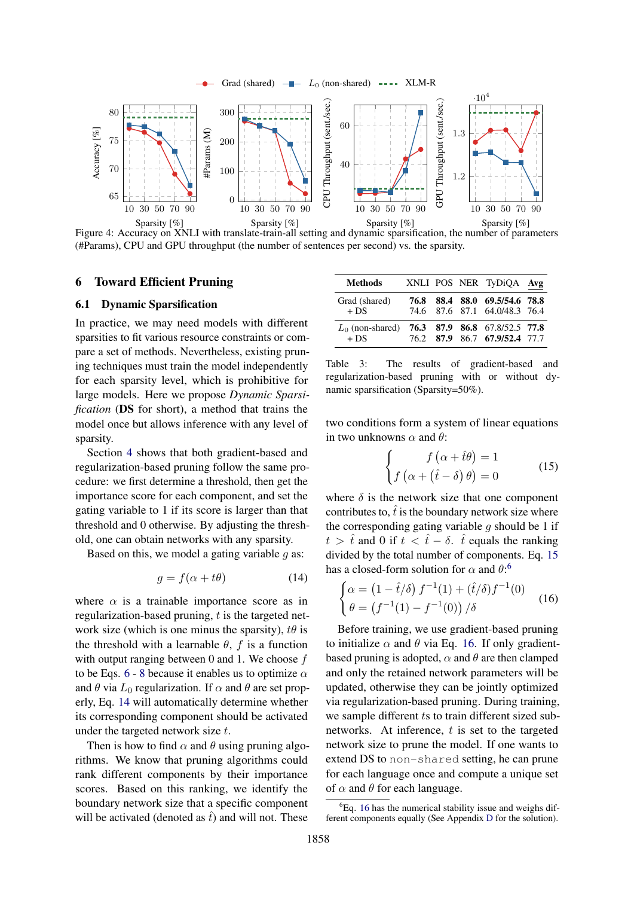Figure 4: Accuracy on XNLI with translate-train-all setting and dynamic sparsification, the number of parameters (#Params), CPU and GPU throughput (the number of sentences per second) vs. the sparsity.

## 6 Toward Efficient Pruning

### 6.1 Dynamic Sparsification

In practice, we may need models with different sparsities to fit various resource constraints or compare a set of methods. Nevertheless, existing pruning techniques must train the model independently for each sparsity level, which is prohibitive for large models. Here we propose *Dynamic Sparsification* (**DS** for short), a method that trains the model once but allows inference with any level of sparsity.

Section 4 shows that both gradient-based and regularization-based pruning follow the same procedure: we first determine a threshold, then get the importance score for each component, and set the gating variable to 1 if its score is larger than that threshold and 0 otherwise. By adjusting the threshold, one can obtain networks with any sparsity.

Based on this, we model a gating variable $g$ as:

$$g = f(\alpha + t\theta) \tag{14}$$

where $\alpha$ is a trainable importance score as in regularization-based pruning, $t$ is the targeted network size (which is one minus the sparsity), $t\theta$ is the threshold with a learnable $\theta$, $f$ is a function with output ranging between 0 and 1. We choose $f$ to be Eqs. 6 - 8 because it enables us to optimize $\alpha$ and $\theta$ via $L_0$ regularization. If $\alpha$ and $\theta$ are set properly, Eq. 14 will automatically determine whether its corresponding component should be activated under the targeted network size $t$.

Then is how to find $\alpha$ and $\theta$ using pruning algorithms. We know that pruning algorithms could rank different components by their importance scores. Based on this ranking, we identify the boundary network size that a specific component will be activated (denoted as $\hat{t}$) and will not. These two conditions form a system of linear equations in two unknowns $\alpha$ and $\theta$:

$$\begin{cases} f\left(\alpha + \hat{t}\theta\right) = 1 \\ f\left(\alpha + \left(\hat{t} - \delta\right)\theta\right) = 0 \end{cases} \tag{15}$$

where $\delta$ is the network size that one component contributes to, $\hat{t}$ is the boundary network size where the corresponding gating variable $g$ should be 1 if $t > \hat{t}$ and 0 if $t < \hat{t} - \delta$. $\hat{t}$ equals the ranking divided by the total number of components. Eq. 15 has a closed-form solution for $\alpha$ and $\theta$:[6]

$$\begin{cases} \alpha = \left(1 - \hat{t}/\delta\right) f^{-1}(1) + (\hat{t}/\delta) f^{-1}(0) \\ \theta = \left(f^{-1}(1) - f^{-1}(0)\right)/\delta \end{cases} \tag{16}$$

Before training, we use gradient-based pruning to initialize $\alpha$ and $\theta$ via Eq. 16. If only gradient-based pruning is adopted, $\alpha$ and $\theta$ are then clamped and only the retained network parameters will be updated, otherwise they can be jointly optimized via regularization-based pruning. During training, we sample different $t$s to train different sized subnetworks. At inference, $t$ is set to the targeted network size to prune the model. If one wants to extend DS to `non-shared` setting, he can prune for each language once and compute a unique set of $\alpha$ and $\theta$ for each language.

| Methods | XNLI | POS | NER | TyDiQA | Avg |
|---|---|---|---|---|---|
| Grad (shared) | **76.8** | **88.4** | **88.0** | **69.5/54.6** | **78.8** |
| + DS | 74.6 | 87.6 | 87.1 | 64.0/48.3 | 76.4 |
| $L_0$ (non-shared) | **76.3** | **87.9** | **86.8** | 67.8/52.5 | **77.8** |
| + DS | 76.2 | **87.9** | 86.7 | **67.9/52.4** | 77.7 |

Table 3: The results of gradient-based and regularization-based pruning with or without dynamic sparsification (Sparsity=50%).

[6] Eq. 16 has the numerical stability issue and weighs different components equally (See Appendix D for the solution).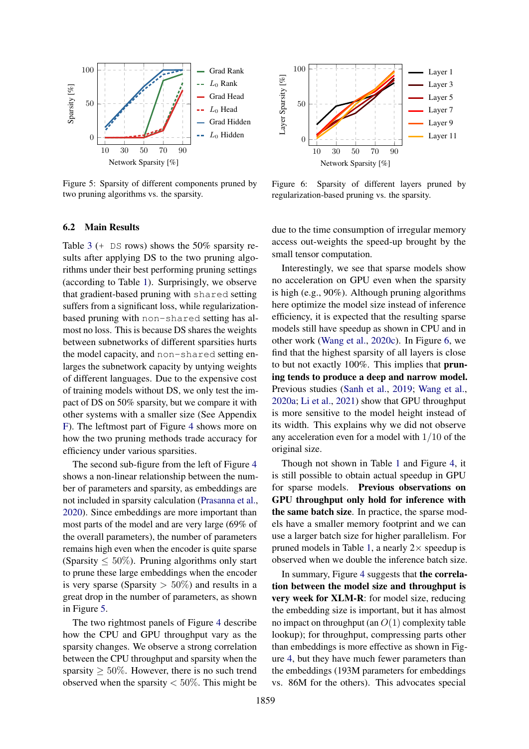Figure 5: Sparsity of different components pruned by two pruning algorithms vs. the sparsity.

Figure 6: Sparsity of different layers pruned by regularization-based pruning vs. the sparsity.

### 6.2 Main Results

Table 3 (+ DS rows) shows the 50% sparsity results after applying DS to the two pruning algorithms under their best performing pruning settings (according to Table 1). Surprisingly, we observe that gradient-based pruning with `shared` setting suffers from a significant loss, while regularization-based pruning with `non-shared` setting has almost no loss. This is because DS shares the weights between subnetworks of different sparsities hurts the model capacity, and `non-shared` setting enlarges the subnetwork capacity by untying weights of different languages. Due to the expensive cost of training models without DS, we only test the impact of DS on 50% sparsity, but we compare it with other systems with a smaller size (See Appendix F). The leftmost part of Figure 4 shows more on how the two pruning methods trade accuracy for efficiency under various sparsities.

The second sub-figure from the left of Figure 4 shows a non-linear relationship between the number of parameters and sparsity, as embeddings are not included in sparsity calculation (Prasanna et al., 2020). Since embeddings are more important than most parts of the model and are very large (69% of the overall parameters), the number of parameters remains high even when the encoder is quite sparse (Sparsity $\leq 50\%$). Pruning algorithms only start to prune these large embeddings when the encoder is very sparse (Sparsity $> 50\%$) and results in a great drop in the number of parameters, as shown in Figure 5.

The two rightmost panels of Figure 4 describe how the CPU and GPU throughput vary as the sparsity changes. We observe a strong correlation between the CPU throughput and sparsity when the sparsity $\geq 50\%$. However, there is no such trend observed when the sparsity $< 50\%$. This might be due to the time consumption of irregular memory access out-weights the speed-up brought by the small tensor computation.

Interestingly, we see that sparse models show no acceleration on GPU even when the sparsity is high (e.g., 90%). Although pruning algorithms here optimize the model size instead of inference efficiency, it is expected that the resulting sparse models still have speedup as shown in CPU and in other work (Wang et al., 2020c). In Figure 6, we find that the highest sparsity of all layers is close to but not exactly 100%. This implies that **pruning tends to produce a deep and narrow model.** Previous studies (Sanh et al., 2019; Wang et al., 2020a; Li et al., 2021) show that GPU throughput is more sensitive to the model height instead of its width. This explains why we did not observe any acceleration even for a model with $1/10$ of the original size.

Though not shown in Table 1 and Figure 4, it is still possible to obtain actual speedup in GPU for sparse models. **Previous observations on GPU throughput only hold for inference with the same batch size**. In practice, the sparse models have a smaller memory footprint and we can use a larger batch size for higher parallelism. For pruned models in Table 1, a nearly $2\times$ speedup is observed when we double the inference batch size.

In summary, Figure 4 suggests that **the correlation between the model size and throughput is very week for XLM-R**: for model size, reducing the embedding size is important, but it has almost no impact on throughput (an $O(1)$ complexity table lookup); for throughput, compressing parts other than embeddings is more effective as shown in Figure 4, but they have much fewer parameters than the embeddings (193M parameters for embeddings vs. 86M for the others). This advocates special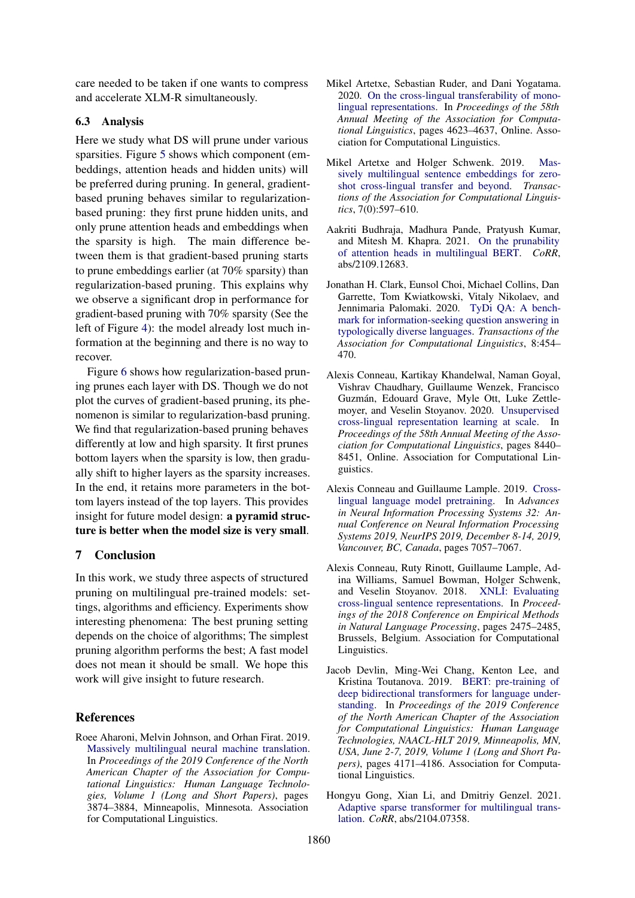care needed to be taken if one wants to compress and accelerate XLM-R simultaneously.

### 6.3 Analysis

Here we study what DS will prune under various sparsities. Figure 5 shows which component (embeddings, attention heads and hidden units) will be preferred during pruning. In general, gradient-based pruning behaves similar to regularization-based pruning: they first prune hidden units, and only prune attention heads and embeddings when the sparsity is high. The main difference between them is that gradient-based pruning starts to prune embeddings earlier (at 70% sparsity) than regularization-based pruning. This explains why we observe a significant drop in performance for gradient-based pruning with 70% sparsity (See the left of Figure 4): the model already lost much information at the beginning and there is no way to recover.

Figure 6 shows how regularization-based pruning prunes each layer with DS. Though we do not plot the curves of gradient-based pruning, its phenomenon is similar to regularization-basd pruning. We find that regularization-based pruning behaves differently at low and high sparsity. It first prunes bottom layers when the sparsity is low, then gradually shift to higher layers as the sparsity increases. In the end, it retains more parameters in the bottom layers instead of the top layers. This provides insight for future model design: **a pyramid structure is better when the model size is very small**.

## 7 Conclusion

In this work, we study three aspects of structured pruning on multilingual pre-trained models: settings, algorithms and efficiency. Experiments show interesting phenomena: The best pruning setting depends on the choice of algorithms; The simplest pruning algorithm performs the best; A fast model does not mean it should be small. We hope this work will give insight to future research.

## References

Roee Aharoni, Melvin Johnson, and Orhan Firat. 2019. Massively multilingual neural machine translation. In *Proceedings of the 2019 Conference of the North American Chapter of the Association for Computational Linguistics: Human Language Technologies, Volume 1 (Long and Short Papers)*, pages 3874–3884, Minneapolis, Minnesota. Association for Computational Linguistics.

Mikel Artetxe, Sebastian Ruder, and Dani Yogatama. 2020. On the cross-lingual transferability of monolingual representations. In *Proceedings of the 58th Annual Meeting of the Association for Computational Linguistics*, pages 4623–4637, Online. Association for Computational Linguistics.

Mikel Artetxe and Holger Schwenk. 2019. Massively multilingual sentence embeddings for zero-shot cross-lingual transfer and beyond. *Transactions of the Association for Computational Linguistics*, 7(0):597–610.

Aakriti Budhraja, Madhura Pande, Pratyush Kumar, and Mitesh M. Khapra. 2021. On the prunability of attention heads in multilingual BERT. *CoRR*, abs/2109.12683.

Jonathan H. Clark, Eunsol Choi, Michael Collins, Dan Garrette, Tom Kwiatkowski, Vitaly Nikolaev, and Jennimaria Palomaki. 2020. TyDi QA: A benchmark for information-seeking question answering in typologically diverse languages. *Transactions of the Association for Computational Linguistics*, 8:454–470.

Alexis Conneau, Kartikay Khandelwal, Naman Goyal, Vishrav Chaudhary, Guillaume Wenzek, Francisco Guzmán, Edouard Grave, Myle Ott, Luke Zettlemoyer, and Veselin Stoyanov. 2020. Unsupervised cross-lingual representation learning at scale. In *Proceedings of the 58th Annual Meeting of the Association for Computational Linguistics*, pages 8440–8451, Online. Association for Computational Linguistics.

Alexis Conneau and Guillaume Lample. 2019. Cross-lingual language model pretraining. In *Advances in Neural Information Processing Systems 32: Annual Conference on Neural Information Processing Systems 2019, NeurIPS 2019, December 8-14, 2019, Vancouver, BC, Canada*, pages 7057–7067.

Alexis Conneau, Ruty Rinott, Guillaume Lample, Adina Williams, Samuel Bowman, Holger Schwenk, and Veselin Stoyanov. 2018. XNLI: Evaluating cross-lingual sentence representations. In *Proceedings of the 2018 Conference on Empirical Methods in Natural Language Processing*, pages 2475–2485, Brussels, Belgium. Association for Computational Linguistics.

Jacob Devlin, Ming-Wei Chang, Kenton Lee, and Kristina Toutanova. 2019. BERT: pre-training of deep bidirectional transformers for language understanding. In *Proceedings of the 2019 Conference of the North American Chapter of the Association for Computational Linguistics: Human Language Technologies, NAACL-HLT 2019, Minneapolis, MN, USA, June 2-7, 2019, Volume 1 (Long and Short Papers)*, pages 4171–4186. Association for Computational Linguistics.

Hongyu Gong, Xian Li, and Dmitriy Genzel. 2021. Adaptive sparse transformer for multilingual translation. *CoRR*, abs/2104.07358.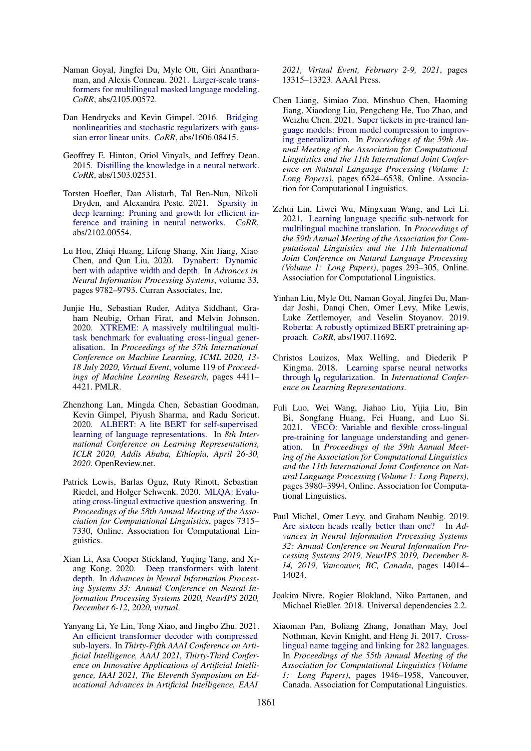Naman Goyal, Jingfei Du, Myle Ott, Giri Anantharaman, and Alexis Conneau. 2021. Larger-scale transformers for multilingual masked language modeling. *CoRR*, abs/2105.00572.

Dan Hendrycks and Kevin Gimpel. 2016. Bridging nonlinearities and stochastic regularizers with gaussian error linear units. *CoRR*, abs/1606.08415.

Geoffrey E. Hinton, Oriol Vinyals, and Jeffrey Dean. 2015. Distilling the knowledge in a neural network. *CoRR*, abs/1503.02531.

Torsten Hoefler, Dan Alistarh, Tal Ben-Nun, Nikoli Dryden, and Alexandra Peste. 2021. Sparsity in deep learning: Pruning and growth for efficient inference and training in neural networks. *CoRR*, abs/2102.00554.

Lu Hou, Zhiqi Huang, Lifeng Shang, Xin Jiang, Xiao Chen, and Qun Liu. 2020. Dynabert: Dynamic bert with adaptive width and depth. In *Advances in Neural Information Processing Systems*, volume 33, pages 9782–9793. Curran Associates, Inc.

Junjie Hu, Sebastian Ruder, Aditya Siddhant, Graham Neubig, Orhan Firat, and Melvin Johnson. 2020. XTREME: A massively multilingual multi-task benchmark for evaluating cross-lingual generalisation. In *Proceedings of the 37th International Conference on Machine Learning, ICML 2020, 13-18 July 2020, Virtual Event*, volume 119 of *Proceedings of Machine Learning Research*, pages 4411–4421. PMLR.

Zhenzhong Lan, Mingda Chen, Sebastian Goodman, Kevin Gimpel, Piyush Sharma, and Radu Soricut. 2020. ALBERT: A lite BERT for self-supervised learning of language representations. In *8th International Conference on Learning Representations, ICLR 2020, Addis Ababa, Ethiopia, April 26-30, 2020*. OpenReview.net.

Patrick Lewis, Barlas Oguz, Ruty Rinott, Sebastian Riedel, and Holger Schwenk. 2020. MLQA: Evaluating cross-lingual extractive question answering. In *Proceedings of the 58th Annual Meeting of the Association for Computational Linguistics*, pages 7315–7330, Online. Association for Computational Linguistics.

Xian Li, Asa Cooper Stickland, Yuqing Tang, and Xiang Kong. 2020. Deep transformers with latent depth. In *Advances in Neural Information Processing Systems 33: Annual Conference on Neural Information Processing Systems 2020, NeurIPS 2020, December 6-12, 2020, virtual*.

Yanyang Li, Ye Lin, Tong Xiao, and Jingbo Zhu. 2021. An efficient transformer decoder with compressed sub-layers. In *Thirty-Fifth AAAI Conference on Artificial Intelligence, AAAI 2021, Thirty-Third Conference on Innovative Applications of Artificial Intelligence, IAAI 2021, The Eleventh Symposium on Educational Advances in Artificial Intelligence, EAAI 2021, Virtual Event, February 2-9, 2021*, pages 13315–13323. AAAI Press.

Chen Liang, Simiao Zuo, Minshuo Chen, Haoming Jiang, Xiaodong Liu, Pengcheng He, Tuo Zhao, and Weizhu Chen. 2021. Super tickets in pre-trained language models: From model compression to improving generalization. In *Proceedings of the 59th Annual Meeting of the Association for Computational Linguistics and the 11th International Joint Conference on Natural Language Processing (Volume 1: Long Papers)*, pages 6524–6538, Online. Association for Computational Linguistics.

Zehui Lin, Liwei Wu, Mingxuan Wang, and Lei Li. 2021. Learning language specific sub-network for multilingual machine translation. In *Proceedings of the 59th Annual Meeting of the Association for Computational Linguistics and the 11th International Joint Conference on Natural Language Processing (Volume 1: Long Papers)*, pages 293–305, Online. Association for Computational Linguistics.

Yinhan Liu, Myle Ott, Naman Goyal, Jingfei Du, Mandar Joshi, Danqi Chen, Omer Levy, Mike Lewis, Luke Zettlemoyer, and Veselin Stoyanov. 2019. Roberta: A robustly optimized BERT pretraining approach. *CoRR*, abs/1907.11692.

Christos Louizos, Max Welling, and Diederik P Kingma. 2018. Learning sparse neural networks through $l_0$ regularization. In *International Conference on Learning Representations*.

Fuli Luo, Wei Wang, Jiahao Liu, Yijia Liu, Bin Bi, Songfang Huang, Fei Huang, and Luo Si. 2021. VECO: Variable and flexible cross-lingual pre-training for language understanding and generation. In *Proceedings of the 59th Annual Meeting of the Association for Computational Linguistics and the 11th International Joint Conference on Natural Language Processing (Volume 1: Long Papers)*, pages 3980–3994, Online. Association for Computational Linguistics.

Paul Michel, Omer Levy, and Graham Neubig. 2019. Are sixteen heads really better than one? In *Advances in Neural Information Processing Systems 32: Annual Conference on Neural Information Processing Systems 2019, NeurIPS 2019, December 8-14, 2019, Vancouver, BC, Canada*, pages 14014–14024.

Joakim Nivre, Rogier Blokland, Niko Partanen, and Michael Rießler. 2018. Universal dependencies 2.2.

Xiaoman Pan, Boliang Zhang, Jonathan May, Joel Nothman, Kevin Knight, and Heng Ji. 2017. Cross-lingual name tagging and linking for 282 languages. In *Proceedings of the 55th Annual Meeting of the Association for Computational Linguistics (Volume 1: Long Papers)*, pages 1946–1958, Vancouver, Canada. Association for Computational Linguistics.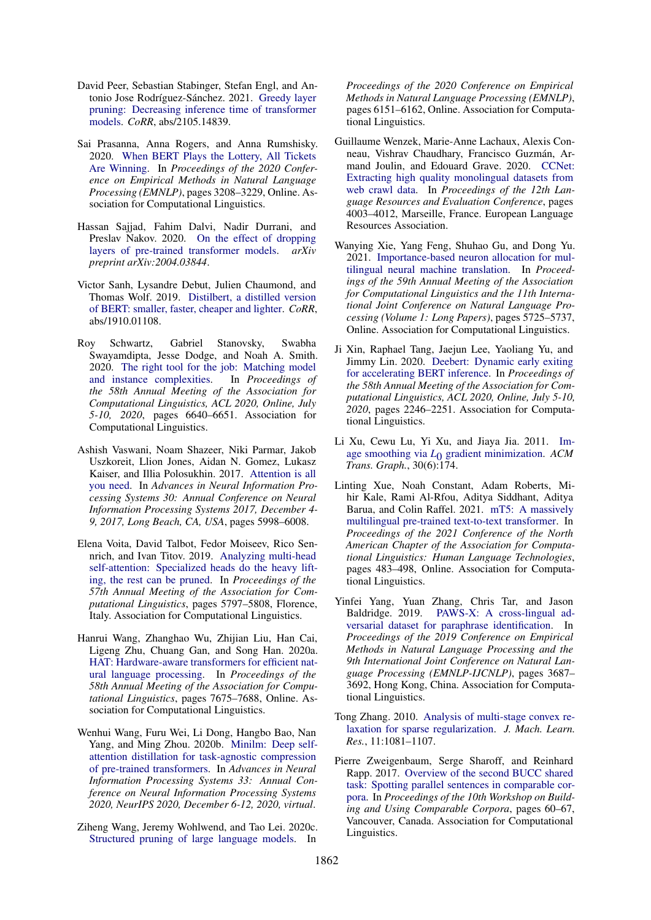David Peer, Sebastian Stabinger, Stefan Engl, and Antonio Jose Rodríguez-Sánchez. 2021. Greedy layer pruning: Decreasing inference time of transformer models. *CoRR*, abs/2105.14839.

Sai Prasanna, Anna Rogers, and Anna Rumshisky. 2020. When BERT Plays the Lottery, All Tickets Are Winning. In *Proceedings of the 2020 Conference on Empirical Methods in Natural Language Processing (EMNLP)*, pages 3208–3229, Online. Association for Computational Linguistics.

Hassan Sajjad, Fahim Dalvi, Nadir Durrani, and Preslav Nakov. 2020. On the effect of dropping layers of pre-trained transformer models. *arXiv preprint arXiv:2004.03844*.

Victor Sanh, Lysandre Debut, Julien Chaumond, and Thomas Wolf. 2019. Distilbert, a distilled version of BERT: smaller, faster, cheaper and lighter. *CoRR*, abs/1910.01108.

Roy Schwartz, Gabriel Stanovsky, Swabha Swayamdipta, Jesse Dodge, and Noah A. Smith. 2020. The right tool for the job: Matching model and instance complexities. In *Proceedings of the 58th Annual Meeting of the Association for Computational Linguistics, ACL 2020, Online, July 5-10, 2020*, pages 6640–6651. Association for Computational Linguistics.

Ashish Vaswani, Noam Shazeer, Niki Parmar, Jakob Uszkoreit, Llion Jones, Aidan N. Gomez, Lukasz Kaiser, and Illia Polosukhin. 2017. Attention is all you need. In *Advances in Neural Information Processing Systems 30: Annual Conference on Neural Information Processing Systems 2017, December 4-9, 2017, Long Beach, CA, USA*, pages 5998–6008.

Elena Voita, David Talbot, Fedor Moiseev, Rico Sennrich, and Ivan Titov. 2019. Analyzing multi-head self-attention: Specialized heads do the heavy lifting, the rest can be pruned. In *Proceedings of the 57th Annual Meeting of the Association for Computational Linguistics*, pages 5797–5808, Florence, Italy. Association for Computational Linguistics.

Hanrui Wang, Zhanghao Wu, Zhijian Liu, Han Cai, Ligeng Zhu, Chuang Gan, and Song Han. 2020a. HAT: Hardware-aware transformers for efficient natural language processing. In *Proceedings of the 58th Annual Meeting of the Association for Computational Linguistics*, pages 7675–7688, Online. Association for Computational Linguistics.

Wenhui Wang, Furu Wei, Li Dong, Hangbo Bao, Nan Yang, and Ming Zhou. 2020b. Minilm: Deep self-attention distillation for task-agnostic compression of pre-trained transformers. In *Advances in Neural Information Processing Systems 33: Annual Conference on Neural Information Processing Systems 2020, NeurIPS 2020, December 6-12, 2020, virtual*.

Ziheng Wang, Jeremy Wohlwend, and Tao Lei. 2020c. Structured pruning of large language models. In *Proceedings of the 2020 Conference on Empirical Methods in Natural Language Processing (EMNLP)*, pages 6151–6162, Online. Association for Computational Linguistics.

Guillaume Wenzek, Marie-Anne Lachaux, Alexis Conneau, Vishrav Chaudhary, Francisco Guzmán, Armand Joulin, and Edouard Grave. 2020. CCNet: Extracting high quality monolingual datasets from web crawl data. In *Proceedings of the 12th Language Resources and Evaluation Conference*, pages 4003–4012, Marseille, France. European Language Resources Association.

Wanying Xie, Yang Feng, Shuhao Gu, and Dong Yu. 2021. Importance-based neuron allocation for multilingual neural machine translation. In *Proceedings of the 59th Annual Meeting of the Association for Computational Linguistics and the 11th International Joint Conference on Natural Language Processing (Volume 1: Long Papers)*, pages 5725–5737, Online. Association for Computational Linguistics.

Ji Xin, Raphael Tang, Jaejun Lee, Yaoliang Yu, and Jimmy Lin. 2020. Deebert: Dynamic early exiting for accelerating BERT inference. In *Proceedings of the 58th Annual Meeting of the Association for Computational Linguistics, ACL 2020, Online, July 5-10, 2020*, pages 2246–2251. Association for Computational Linguistics.

Li Xu, Cewu Lu, Yi Xu, and Jiaya Jia. 2011. Image smoothing via $L_0$ gradient minimization. *ACM Trans. Graph.*, 30(6):174.

Linting Xue, Noah Constant, Adam Roberts, Mihir Kale, Rami Al-Rfou, Aditya Siddhant, Aditya Barua, and Colin Raffel. 2021. mT5: A massively multilingual pre-trained text-to-text transformer. In *Proceedings of the 2021 Conference of the North American Chapter of the Association for Computational Linguistics: Human Language Technologies*, pages 483–498, Online. Association for Computational Linguistics.

Yinfei Yang, Yuan Zhang, Chris Tar, and Jason Baldridge. 2019. PAWS-X: A cross-lingual adversarial dataset for paraphrase identification. In *Proceedings of the 2019 Conference on Empirical Methods in Natural Language Processing and the 9th International Joint Conference on Natural Language Processing (EMNLP-IJCNLP)*, pages 3687–3692, Hong Kong, China. Association for Computational Linguistics.

Tong Zhang. 2010. Analysis of multi-stage convex relaxation for sparse regularization. *J. Mach. Learn. Res.*, 11:1081–1107.

Pierre Zweigenbaum, Serge Sharoff, and Reinhard Rapp. 2017. Overview of the second BUCC shared task: Spotting parallel sentences in comparable corpora. In *Proceedings of the 10th Workshop on Building and Using Comparable Corpora*, pages 60–67, Vancouver, Canada. Association for Computational Linguistics.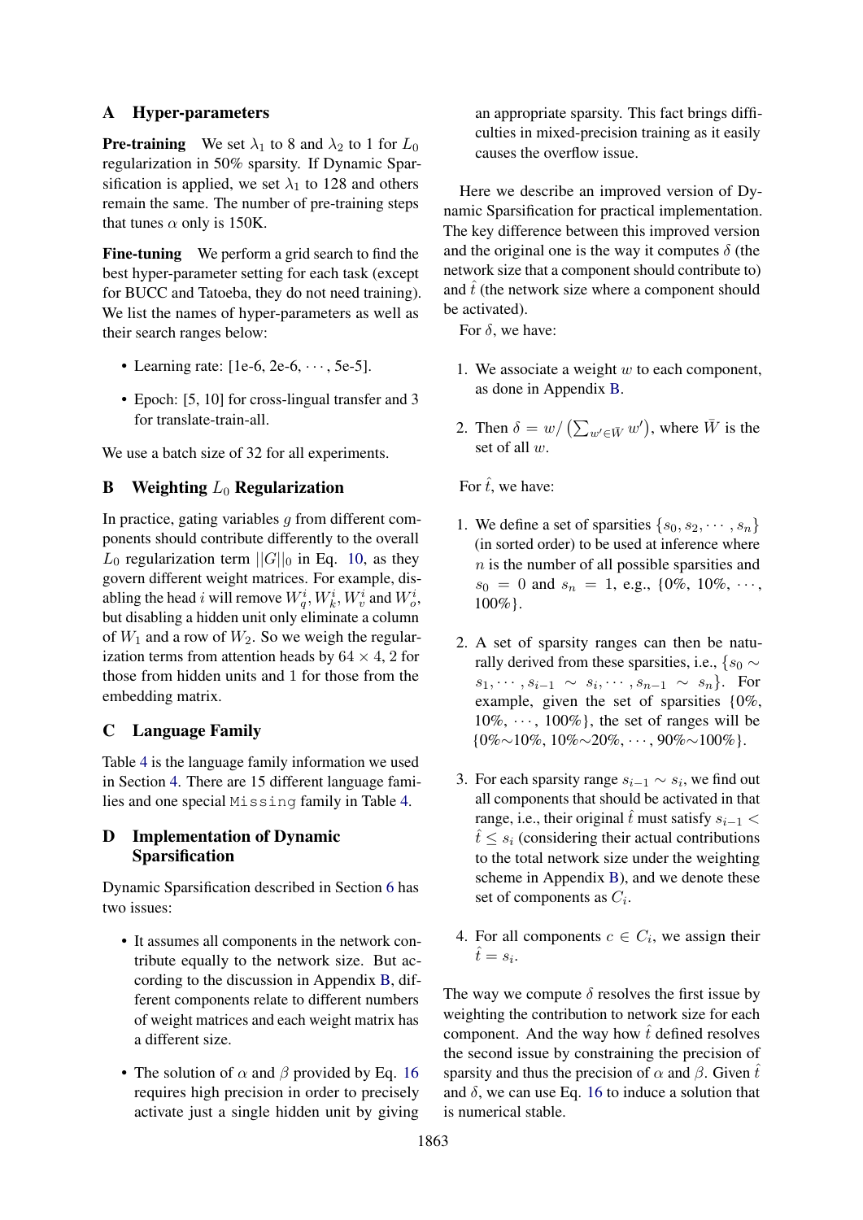## A Hyper-parameters

**Pre-training** We set $\lambda_1$ to 8 and $\lambda_2$ to 1 for $L_0$ regularization in 50% sparsity. If Dynamic Sparsification is applied, we set $\lambda_1$ to 128 and others remain the same. The number of pre-training steps that tunes $\alpha$ only is 150K.

**Fine-tuning** We perform a grid search to find the best hyper-parameter setting for each task (except for BUCC and Tatoeba, they do not need training). We list the names of hyper-parameters as well as their search ranges below:

- Learning rate: [1e-6, 2e-6, $\cdots$, 5e-5].
- Epoch: [5, 10] for cross-lingual transfer and 3 for translate-train-all.

We use a batch size of 32 for all experiments.

## B Weighting $L_0$ Regularization

In practice, gating variables $g$ from different components should contribute differently to the overall $L_0$ regularization term $||G||_0$ in Eq. 10, as they govern different weight matrices. For example, disabling the head $i$ will remove $W_q^i, W_k^i, W_v^i$ and $W_o^i$, but disabling a hidden unit only eliminate a column of $W_1$ and a row of $W_2$. So we weigh the regularization terms from attention heads by $64 \times 4$, 2 for those from hidden units and 1 for those from the embedding matrix.

## C Language Family

Table 4 is the language family information we used in Section 4. There are 15 different language families and one special `Missing` family in Table 4.

## D Implementation of Dynamic Sparsification

Dynamic Sparsification described in Section 6 has two issues:

- It assumes all components in the network contribute equally to the network size. But according to the discussion in Appendix B, different components relate to different numbers of weight matrices and each weight matrix has a different size.
- The solution of $\alpha$ and $\beta$ provided by Eq. 16 requires high precision in order to precisely activate just a single hidden unit by giving an appropriate sparsity. This fact brings difficulties in mixed-precision training as it easily causes the overflow issue.

Here we describe an improved version of Dynamic Sparsification for practical implementation. The key difference between this improved version and the original one is the way it computes $\delta$ (the network size that a component should contribute to) and $\hat{t}$ (the network size where a component should be activated).

For $\delta$, we have:

1. We associate a weight $w$ to each component, as done in Appendix B.
2. Then $\delta = w / \left(\sum_{w' \in \bar{W}} w'\right)$, where $\bar{W}$ is the set of all $w$.

For $\hat{t}$, we have:

1. We define a set of sparsities $\{s_0, s_2, \cdots, s_n\}$ (in sorted order) to be used at inference where $n$ is the number of all possible sparsities and $s_0 = 0$ and $s_n = 1$, e.g., {0%, 10%, $\cdots$, 100%}.
2. A set of sparsity ranges can then be naturally derived from these sparsities, i.e., $\{s_0 \sim s_1, \cdots, s_{i-1} \sim s_i, \cdots, s_{n-1} \sim s_n\}$. For example, given the set of sparsities {0%, 10%, $\cdots$, 100%}, the set of ranges will be {0%∼10%, 10%∼20%, $\cdots$, 90%∼100%}.
3. For each sparsity range $s_{i-1} \sim s_i$, we find out all components that should be activated in that range, i.e., their original $\hat{t}$ must satisfy $s_{i-1} < \hat{t} \leq s_i$ (considering their actual contributions to the total network size under the weighting scheme in Appendix B), and we denote these set of components as $C_i$.
4. For all components $c \in C_i$, we assign their $\hat{t} = s_i$.

The way we compute $\delta$ resolves the first issue by weighting the contribution to network size for each component. And the way how $\hat{t}$ defined resolves the second issue by constraining the precision of sparsity and thus the precision of $\alpha$ and $\beta$. Given $\hat{t}$ and $\delta$, we can use Eq. 16 to induce a solution that is numerical stable.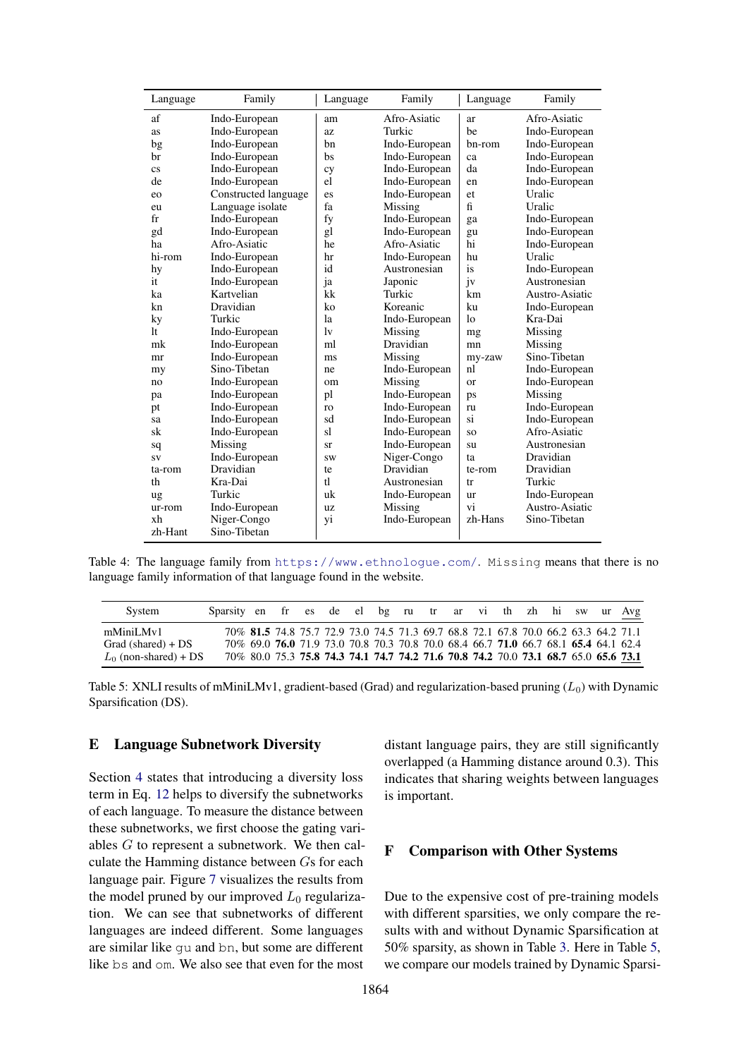| Language | Family | Language | Family | Language | Family |
|---|---|---|---|---|---|
| af | Indo-European | am | Afro-Asiatic | ar | Afro-Asiatic |
| as | Indo-European | az | Turkic | be | Indo-European |
| bg | Indo-European | bn | Indo-European | bn-rom | Indo-European |
| br | Indo-European | bs | Indo-European | ca | Indo-European |
| cs | Indo-European | cy | Indo-European | da | Indo-European |
| de | Indo-European | el | Indo-European | en | Indo-European |
| eo | Constructed language | es | Indo-European | et | Uralic |
| eu | Language isolate | fa | Missing | fi | Uralic |
| fr | Indo-European | fy | Indo-European | ga | Indo-European |
| gd | Indo-European | gl | Indo-European | gu | Indo-European |
| ha | Afro-Asiatic | he | Afro-Asiatic | hi | Indo-European |
| hi-rom | Indo-European | hr | Indo-European | hu | Uralic |
| hy | Indo-European | id | Austronesian | is | Indo-European |
| it | Indo-European | ja | Japonic | jv | Austronesian |
| ka | Kartvelian | kk | Turkic | km | Austro-Asiatic |
| kn | Dravidian | ko | Koreanic | ku | Indo-European |
| ky | Turkic | la | Indo-European | lo | Kra-Dai |
| lt | Indo-European | lv | Missing | mg | Missing |
| mk | Indo-European | ml | Dravidian | mn | Missing |
| mr | Indo-European | ms | Missing | my-zaw | Sino-Tibetan |
| my | Sino-Tibetan | ne | Indo-European | nl | Indo-European |
| no | Indo-European | om | Missing | or | Indo-European |
| pa | Indo-European | pl | Indo-European | ps | Missing |
| pt | Indo-European | ro | Indo-European | ru | Indo-European |
| sa | Indo-European | sd | Indo-European | si | Indo-European |
| sk | Indo-European | sl | Indo-European | so | Afro-Asiatic |
| sq | Missing | sr | Indo-European | su | Austronesian |
| sv | Indo-European | sw | Niger-Congo | ta | Dravidian |
| ta-rom | Dravidian | te | Dravidian | te-rom | Dravidian |
| th | Kra-Dai | tl | Austronesian | tr | Turkic |
| ug | Turkic | uk | Indo-European | ur | Indo-European |
| ur-rom | Indo-European | uz | Missing | vi | Austro-Asiatic |
| xh | Niger-Congo | yi | Indo-European | zh-Hans | Sino-Tibetan |
| zh-Hant | Sino-Tibetan | | | | |

Table 4: The language family from https://www.ethnologue.com/. Missing means that there is no language family information of that language found in the website.

| System | Sparsity | en | fr | es | de | el | bg | ru | tr | ar | vi | th | zh | hi | sw | ur | Avg |
|---|---|---|---|---|---|---|---|---|---|---|---|---|---|---|---|---|---|
| mMiniLMv1 | 70% | **81.5** | 74.8 | 75.7 | 72.9 | 73.0 | 74.5 | 71.3 | 69.7 | 68.8 | 72.1 | 67.8 | 70.0 | 66.2 | 63.3 | 64.2 | 71.1 |
| Grad (shared) + DS | 70% | 69.0 | **76.0** | 71.9 | 73.0 | 70.8 | 70.3 | 70.8 | 70.0 | 68.4 | 66.7 | **71.0** | 66.7 | 68.1 | **65.4** | 64.1 | 62.4 |
| $L_0$ (non-shared) + DS | 70% | 80.0 | 75.3 | **75.8** | **74.3** | **74.1** | **74.7** | **74.2** | **71.6** | **70.8** | **74.2** | 70.0 | **73.1** | **68.7** | 65.0 | **65.6** | **73.1** |

Table 5: XNLI results of mMiniLMv1, gradient-based (Grad) and regularization-based pruning ($L_0$) with Dynamic Sparsification (DS).

## E Language Subnetwork Diversity

Section 4 states that introducing a diversity loss term in Eq. 12 helps to diversify the subnetworks of each language. To measure the distance between these subnetworks, we first choose the gating variables $G$ to represent a subnetwork. We then calculate the Hamming distance between $G$s for each language pair. Figure 7 visualizes the results from the model pruned by our improved $L_0$ regularization. We can see that subnetworks of different languages are indeed different. Some languages are similar like gu and bn, but some are different like bs and om. We also see that even for the most distant language pairs, they are still significantly overlapped (a Hamming distance around 0.3). This indicates that sharing weights between languages is important.

## F Comparison with Other Systems

Due to the expensive cost of pre-training models with different sparsities, we only compare the results with and without Dynamic Sparsification at 50% sparsity, as shown in Table 3. Here in Table 5, we compare our models trained by Dynamic Sparsi-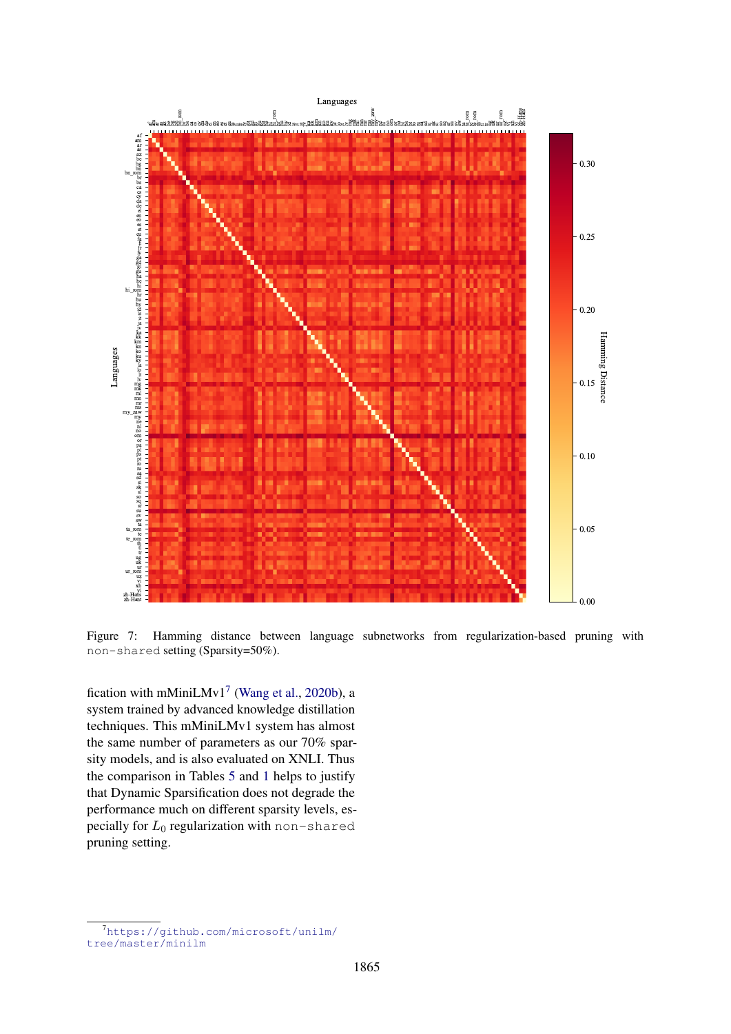Languages

Languages

Hamming Distance

0.30

0.25

0.20

0.15

0.10

0.05

0.00

Figure 7: Hamming distance between language subnetworks from regularization-based pruning with non-shared setting (Sparsity=50%).

fication with mMiniLMv1[7] (Wang et al., 2020b), a system trained by advanced knowledge distillation techniques. This mMiniLMv1 system has almost the same number of parameters as our 70% sparsity models, and is also evaluated on XNLI. Thus the comparison in Tables 5 and 1 helps to justify that Dynamic Sparsification does not degrade the performance much on different sparsity levels, especially for $L_0$ regularization with non-shared pruning setting.

[7] https://github.com/microsoft/unilm/tree/master/minilm